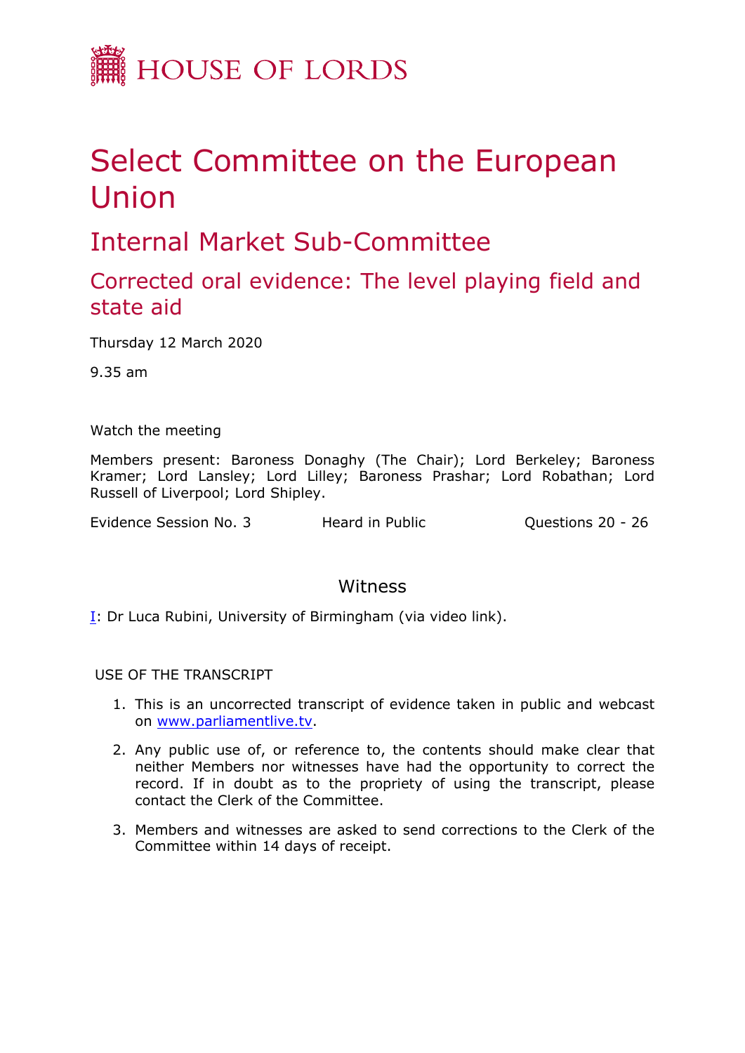HOUSE OF LORDS

# Select Committee on the European Union

## Internal Market Sub-Committee

### Corrected oral evidence: The level playing field and state aid

Thursday 12 March 2020

9.35 am

Watch the meeting

Members present: Baroness Donaghy (The Chair); Lord Berkeley; Baroness Kramer; Lord Lansley; Lord Lilley; Baroness Prashar; Lord Robathan; Lord Russell of Liverpool; Lord Shipley.

Evidence Session No. 3 Heard in Public Questions 20 - 26

## Witness

I: Dr Luca Rubini, University of Birmingham (via video link).

USE OF THE TRANSCRIPT

1. This is an uncorrected transcript of evidence taken in public and webcast on www.parliamentlive.tv.
2. Any public use of, or reference to, the contents should make clear that neither Members nor witnesses have had the opportunity to correct the record. If in doubt as to the propriety of using the transcript, please contact the Clerk of the Committee.
3. Members and witnesses are asked to send corrections to the Clerk of the Committee within 14 days of receipt.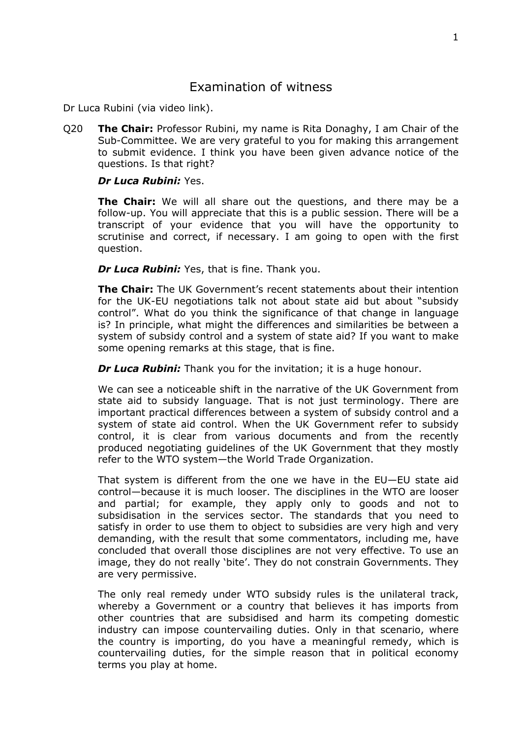# Examination of witness

Dr Luca Rubini (via video link).

Q20 **The Chair:** Professor Rubini, my name is Rita Donaghy, I am Chair of the Sub-Committee. We are very grateful to you for making this arrangement to submit evidence. I think you have been given advance notice of the questions. Is that right?

***Dr Luca Rubini:*** Yes.

**The Chair:** We will all share out the questions, and there may be a follow-up. You will appreciate that this is a public session. There will be a transcript of your evidence that you will have the opportunity to scrutinise and correct, if necessary. I am going to open with the first question.

***Dr Luca Rubini:*** Yes, that is fine. Thank you.

**The Chair:** The UK Government's recent statements about their intention for the UK-EU negotiations talk not about state aid but about "subsidy control". What do you think the significance of that change in language is? In principle, what might the differences and similarities be between a system of subsidy control and a system of state aid? If you want to make some opening remarks at this stage, that is fine.

***Dr Luca Rubini:*** Thank you for the invitation; it is a huge honour.

We can see a noticeable shift in the narrative of the UK Government from state aid to subsidy language. That is not just terminology. There are important practical differences between a system of subsidy control and a system of state aid control. When the UK Government refer to subsidy control, it is clear from various documents and from the recently produced negotiating guidelines of the UK Government that they mostly refer to the WTO system—the World Trade Organization.

That system is different from the one we have in the EU—EU state aid control—because it is much looser. The disciplines in the WTO are looser and partial; for example, they apply only to goods and not to subsidisation in the services sector. The standards that you need to satisfy in order to use them to object to subsidies are very high and very demanding, with the result that some commentators, including me, have concluded that overall those disciplines are not very effective. To use an image, they do not really 'bite'. They do not constrain Governments. They are very permissive.

The only real remedy under WTO subsidy rules is the unilateral track, whereby a Government or a country that believes it has imports from other countries that are subsidised and harm its competing domestic industry can impose countervailing duties. Only in that scenario, where the country is importing, do you have a meaningful remedy, which is countervailing duties, for the simple reason that in political economy terms you play at home.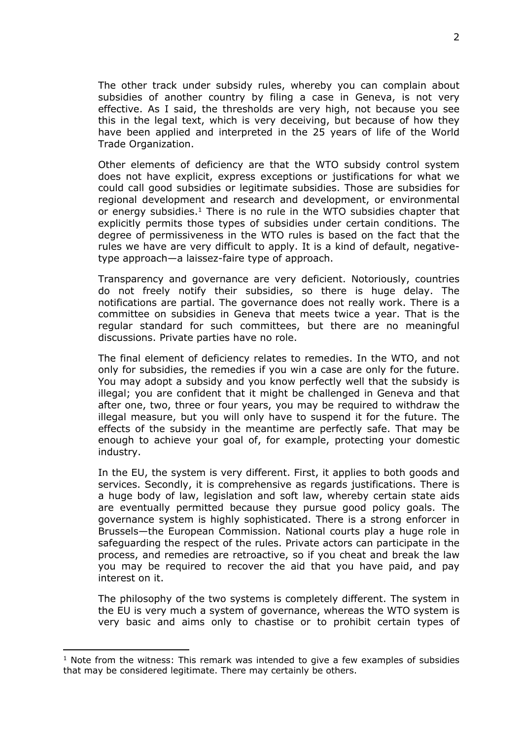The other track under subsidy rules, whereby you can complain about subsidies of another country by filing a case in Geneva, is not very effective. As I said, the thresholds are very high, not because you see this in the legal text, which is very deceiving, but because of how they have been applied and interpreted in the 25 years of life of the World Trade Organization.

Other elements of deficiency are that the WTO subsidy control system does not have explicit, express exceptions or justifications for what we could call good subsidies or legitimate subsidies. Those are subsidies for regional development and research and development, or environmental or energy subsidies.[1] There is no rule in the WTO subsidies chapter that explicitly permits those types of subsidies under certain conditions. The degree of permissiveness in the WTO rules is based on the fact that the rules we have are very difficult to apply. It is a kind of default, negative-type approach—a laissez-faire type of approach.

Transparency and governance are very deficient. Notoriously, countries do not freely notify their subsidies, so there is huge delay. The notifications are partial. The governance does not really work. There is a committee on subsidies in Geneva that meets twice a year. That is the regular standard for such committees, but there are no meaningful discussions. Private parties have no role.

The final element of deficiency relates to remedies. In the WTO, and not only for subsidies, the remedies if you win a case are only for the future. You may adopt a subsidy and you know perfectly well that the subsidy is illegal; you are confident that it might be challenged in Geneva and that after one, two, three or four years, you may be required to withdraw the illegal measure, but you will only have to suspend it for the future. The effects of the subsidy in the meantime are perfectly safe. That may be enough to achieve your goal of, for example, protecting your domestic industry.

In the EU, the system is very different. First, it applies to both goods and services. Secondly, it is comprehensive as regards justifications. There is a huge body of law, legislation and soft law, whereby certain state aids are eventually permitted because they pursue good policy goals. The governance system is highly sophisticated. There is a strong enforcer in Brussels—the European Commission. National courts play a huge role in safeguarding the respect of the rules. Private actors can participate in the process, and remedies are retroactive, so if you cheat and break the law you may be required to recover the aid that you have paid, and pay interest on it.

The philosophy of the two systems is completely different. The system in the EU is very much a system of governance, whereas the WTO system is very basic and aims only to chastise or to prohibit certain types of

[1] Note from the witness: This remark was intended to give a few examples of subsidies that may be considered legitimate. There may certainly be others.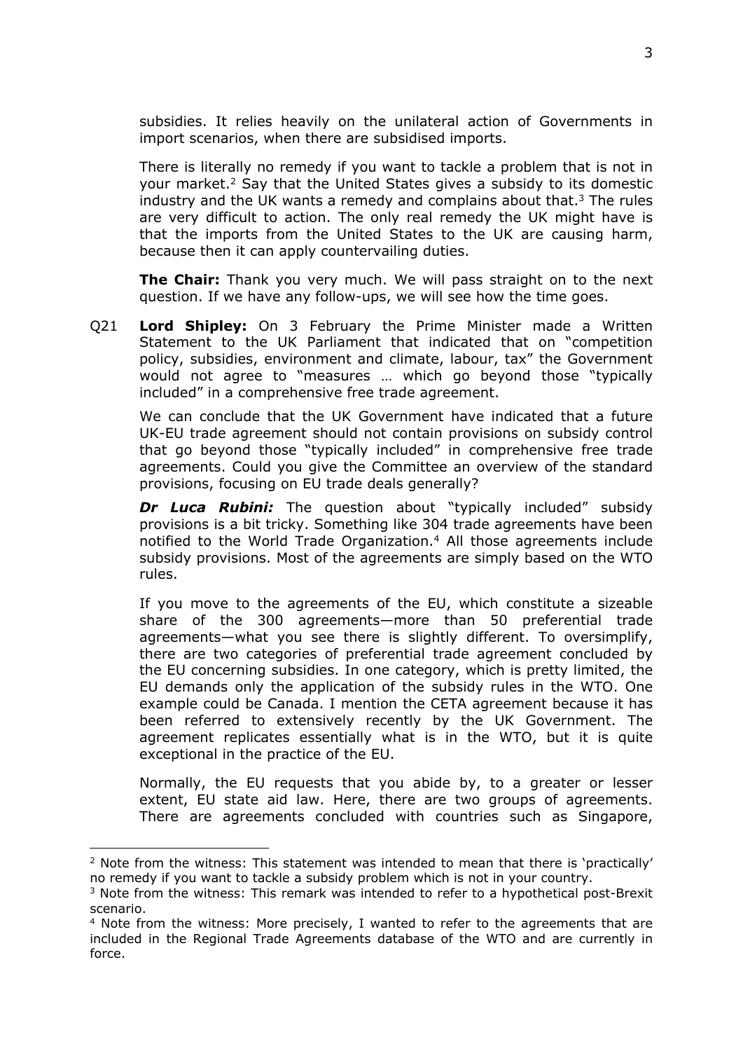subsidies. It relies heavily on the unilateral action of Governments in import scenarios, when there are subsidised imports.

There is literally no remedy if you want to tackle a problem that is not in your market.[2] Say that the United States gives a subsidy to its domestic industry and the UK wants a remedy and complains about that.[3] The rules are very difficult to action. The only real remedy the UK might have is that the imports from the United States to the UK are causing harm, because then it can apply countervailing duties.

**The Chair:** Thank you very much. We will pass straight on to the next question. If we have any follow-ups, we will see how the time goes.

Q21 **Lord Shipley:** On 3 February the Prime Minister made a Written Statement to the UK Parliament that indicated that on "competition policy, subsidies, environment and climate, labour, tax" the Government would not agree to "measures … which go beyond those "typically included" in a comprehensive free trade agreement.

We can conclude that the UK Government have indicated that a future UK-EU trade agreement should not contain provisions on subsidy control that go beyond those "typically included" in comprehensive free trade agreements. Could you give the Committee an overview of the standard provisions, focusing on EU trade deals generally?

***Dr Luca Rubini:*** The question about "typically included" subsidy provisions is a bit tricky. Something like 304 trade agreements have been notified to the World Trade Organization.[4] All those agreements include subsidy provisions. Most of the agreements are simply based on the WTO rules.

If you move to the agreements of the EU, which constitute a sizeable share of the 300 agreements—more than 50 preferential trade agreements—what you see there is slightly different. To oversimplify, there are two categories of preferential trade agreement concluded by the EU concerning subsidies. In one category, which is pretty limited, the EU demands only the application of the subsidy rules in the WTO. One example could be Canada. I mention the CETA agreement because it has been referred to extensively recently by the UK Government. The agreement replicates essentially what is in the WTO, but it is quite exceptional in the practice of the EU.

Normally, the EU requests that you abide by, to a greater or lesser extent, EU state aid law. Here, there are two groups of agreements. There are agreements concluded with countries such as Singapore,

---

[2] Note from the witness: This statement was intended to mean that there is 'practically' no remedy if you want to tackle a subsidy problem which is not in your country.

[3] Note from the witness: This remark was intended to refer to a hypothetical post-Brexit scenario.

[4] Note from the witness: More precisely, I wanted to refer to the agreements that are included in the Regional Trade Agreements database of the WTO and are currently in force.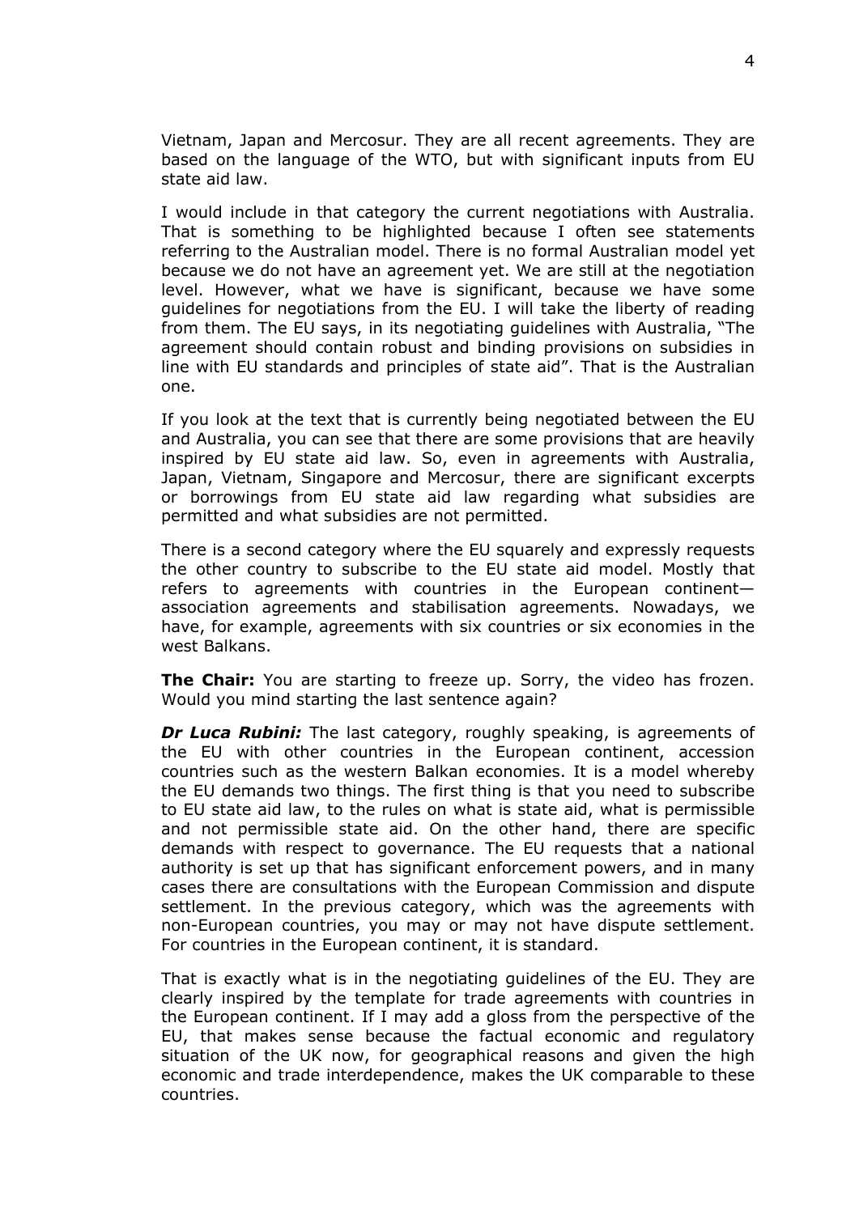Vietnam, Japan and Mercosur. They are all recent agreements. They are based on the language of the WTO, but with significant inputs from EU state aid law.

I would include in that category the current negotiations with Australia. That is something to be highlighted because I often see statements referring to the Australian model. There is no formal Australian model yet because we do not have an agreement yet. We are still at the negotiation level. However, what we have is significant, because we have some guidelines for negotiations from the EU. I will take the liberty of reading from them. The EU says, in its negotiating guidelines with Australia, "The agreement should contain robust and binding provisions on subsidies in line with EU standards and principles of state aid". That is the Australian one.

If you look at the text that is currently being negotiated between the EU and Australia, you can see that there are some provisions that are heavily inspired by EU state aid law. So, even in agreements with Australia, Japan, Vietnam, Singapore and Mercosur, there are significant excerpts or borrowings from EU state aid law regarding what subsidies are permitted and what subsidies are not permitted.

There is a second category where the EU squarely and expressly requests the other country to subscribe to the EU state aid model. Mostly that refers to agreements with countries in the European continent—association agreements and stabilisation agreements. Nowadays, we have, for example, agreements with six countries or six economies in the west Balkans.

**The Chair:** You are starting to freeze up. Sorry, the video has frozen. Would you mind starting the last sentence again?

***Dr Luca Rubini:*** The last category, roughly speaking, is agreements of the EU with other countries in the European continent, accession countries such as the western Balkan economies. It is a model whereby the EU demands two things. The first thing is that you need to subscribe to EU state aid law, to the rules on what is state aid, what is permissible and not permissible state aid. On the other hand, there are specific demands with respect to governance. The EU requests that a national authority is set up that has significant enforcement powers, and in many cases there are consultations with the European Commission and dispute settlement. In the previous category, which was the agreements with non-European countries, you may or may not have dispute settlement. For countries in the European continent, it is standard.

That is exactly what is in the negotiating guidelines of the EU. They are clearly inspired by the template for trade agreements with countries in the European continent. If I may add a gloss from the perspective of the EU, that makes sense because the factual economic and regulatory situation of the UK now, for geographical reasons and given the high economic and trade interdependence, makes the UK comparable to these countries.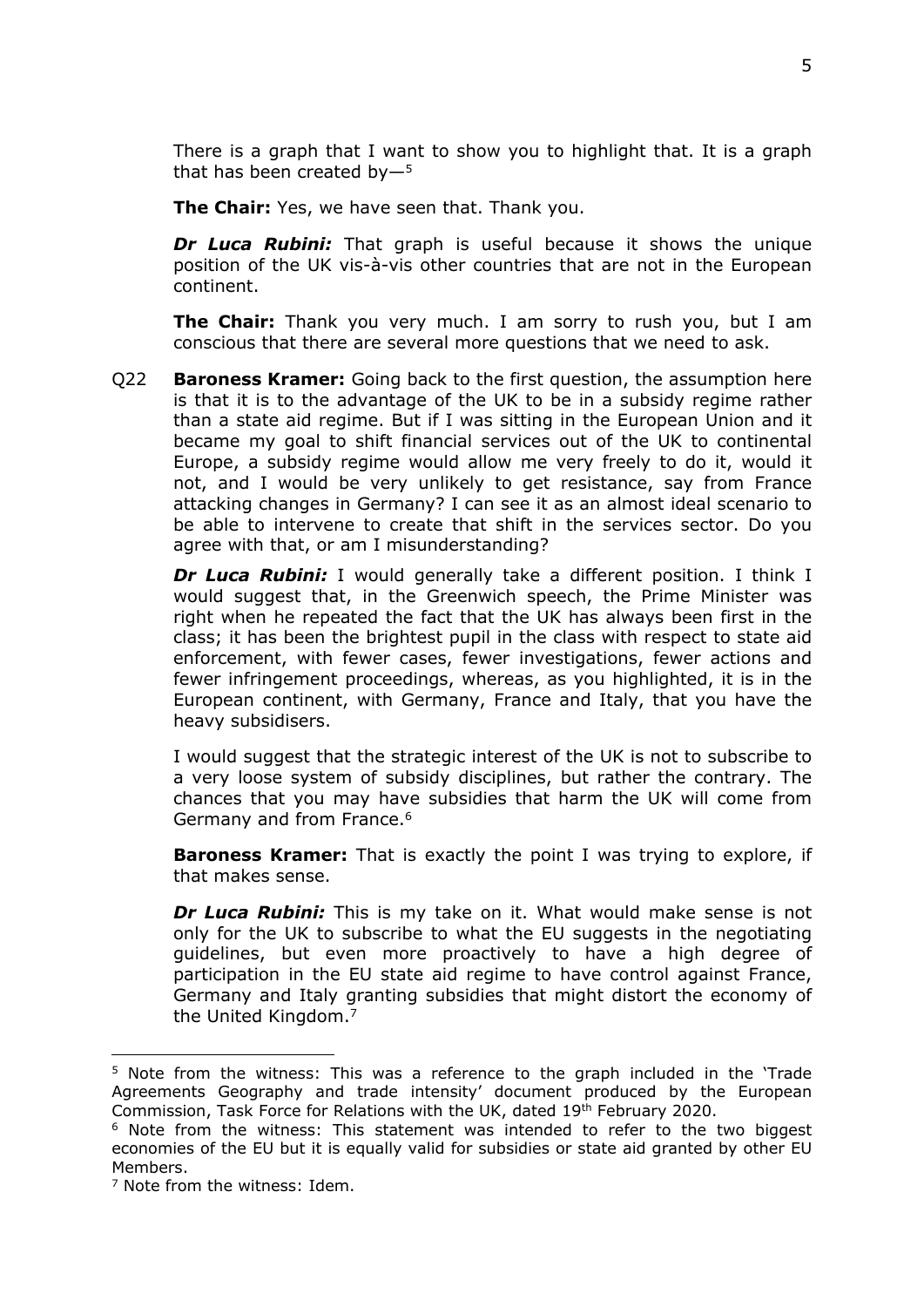There is a graph that I want to show you to highlight that. It is a graph that has been created by—[5]

**The Chair:** Yes, we have seen that. Thank you.

***Dr Luca Rubini:*** That graph is useful because it shows the unique position of the UK vis-à-vis other countries that are not in the European continent.

**The Chair:** Thank you very much. I am sorry to rush you, but I am conscious that there are several more questions that we need to ask.

Q22 **Baroness Kramer:** Going back to the first question, the assumption here is that it is to the advantage of the UK to be in a subsidy regime rather than a state aid regime. But if I was sitting in the European Union and it became my goal to shift financial services out of the UK to continental Europe, a subsidy regime would allow me very freely to do it, would it not, and I would be very unlikely to get resistance, say from France attacking changes in Germany? I can see it as an almost ideal scenario to be able to intervene to create that shift in the services sector. Do you agree with that, or am I misunderstanding?

***Dr Luca Rubini:*** I would generally take a different position. I think I would suggest that, in the Greenwich speech, the Prime Minister was right when he repeated the fact that the UK has always been first in the class; it has been the brightest pupil in the class with respect to state aid enforcement, with fewer cases, fewer investigations, fewer actions and fewer infringement proceedings, whereas, as you highlighted, it is in the European continent, with Germany, France and Italy, that you have the heavy subsidisers.

I would suggest that the strategic interest of the UK is not to subscribe to a very loose system of subsidy disciplines, but rather the contrary. The chances that you may have subsidies that harm the UK will come from Germany and from France.[6]

**Baroness Kramer:** That is exactly the point I was trying to explore, if that makes sense.

***Dr Luca Rubini:*** This is my take on it. What would make sense is not only for the UK to subscribe to what the EU suggests in the negotiating guidelines, but even more proactively to have a high degree of participation in the EU state aid regime to have control against France, Germany and Italy granting subsidies that might distort the economy of the United Kingdom.[7]

---

[5] Note from the witness: This was a reference to the graph included in the 'Trade Agreements Geography and trade intensity' document produced by the European Commission, Task Force for Relations with the UK, dated 19th February 2020.

[6] Note from the witness: This statement was intended to refer to the two biggest economies of the EU but it is equally valid for subsidies or state aid granted by other EU Members.

[7] Note from the witness: Idem.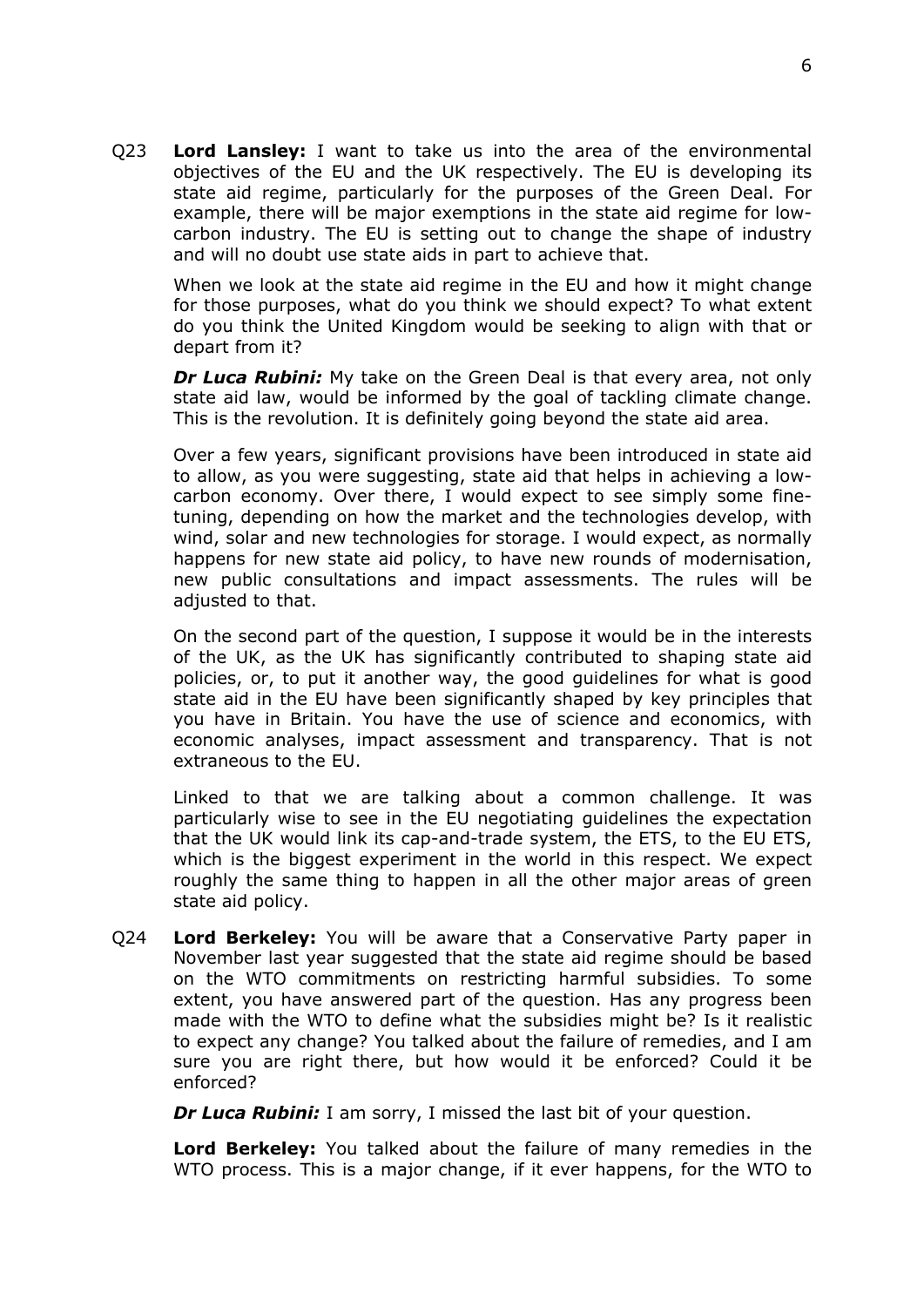Q23 **Lord Lansley:** I want to take us into the area of the environmental objectives of the EU and the UK respectively. The EU is developing its state aid regime, particularly for the purposes of the Green Deal. For example, there will be major exemptions in the state aid regime for low-carbon industry. The EU is setting out to change the shape of industry and will no doubt use state aids in part to achieve that.

When we look at the state aid regime in the EU and how it might change for those purposes, what do you think we should expect? To what extent do you think the United Kingdom would be seeking to align with that or depart from it?

***Dr Luca Rubini:*** My take on the Green Deal is that every area, not only state aid law, would be informed by the goal of tackling climate change. This is the revolution. It is definitely going beyond the state aid area.

Over a few years, significant provisions have been introduced in state aid to allow, as you were suggesting, state aid that helps in achieving a low-carbon economy. Over there, I would expect to see simply some fine-tuning, depending on how the market and the technologies develop, with wind, solar and new technologies for storage. I would expect, as normally happens for new state aid policy, to have new rounds of modernisation, new public consultations and impact assessments. The rules will be adjusted to that.

On the second part of the question, I suppose it would be in the interests of the UK, as the UK has significantly contributed to shaping state aid policies, or, to put it another way, the good guidelines for what is good state aid in the EU have been significantly shaped by key principles that you have in Britain. You have the use of science and economics, with economic analyses, impact assessment and transparency. That is not extraneous to the EU.

Linked to that we are talking about a common challenge. It was particularly wise to see in the EU negotiating guidelines the expectation that the UK would link its cap-and-trade system, the ETS, to the EU ETS, which is the biggest experiment in the world in this respect. We expect roughly the same thing to happen in all the other major areas of green state aid policy.

Q24 **Lord Berkeley:** You will be aware that a Conservative Party paper in November last year suggested that the state aid regime should be based on the WTO commitments on restricting harmful subsidies. To some extent, you have answered part of the question. Has any progress been made with the WTO to define what the subsidies might be? Is it realistic to expect any change? You talked about the failure of remedies, and I am sure you are right there, but how would it be enforced? Could it be enforced?

***Dr Luca Rubini:*** I am sorry, I missed the last bit of your question.

**Lord Berkeley:** You talked about the failure of many remedies in the WTO process. This is a major change, if it ever happens, for the WTO to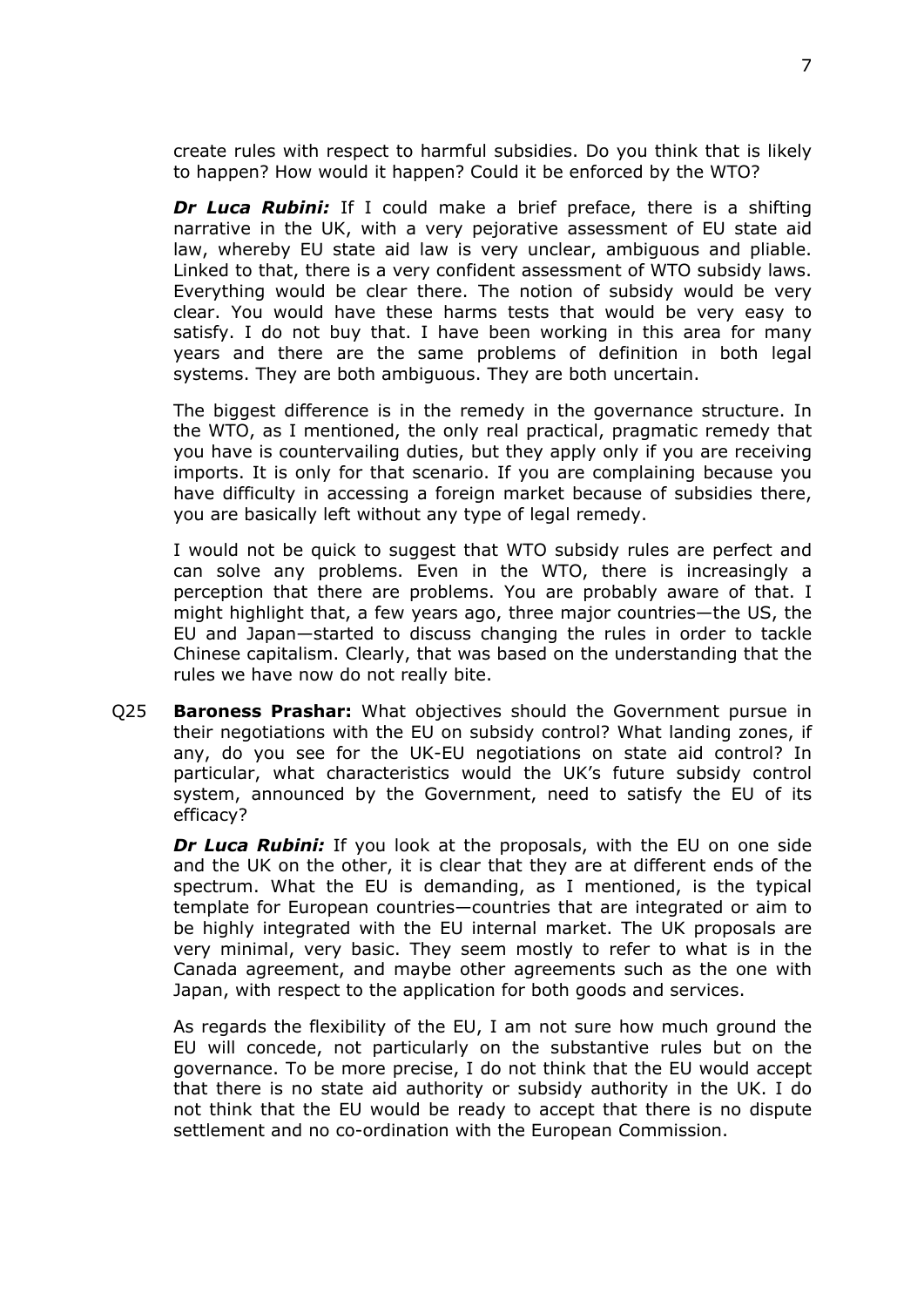create rules with respect to harmful subsidies. Do you think that is likely to happen? How would it happen? Could it be enforced by the WTO?

***Dr Luca Rubini:*** If I could make a brief preface, there is a shifting narrative in the UK, with a very pejorative assessment of EU state aid law, whereby EU state aid law is very unclear, ambiguous and pliable. Linked to that, there is a very confident assessment of WTO subsidy laws. Everything would be clear there. The notion of subsidy would be very clear. You would have these harms tests that would be very easy to satisfy. I do not buy that. I have been working in this area for many years and there are the same problems of definition in both legal systems. They are both ambiguous. They are both uncertain.

The biggest difference is in the remedy in the governance structure. In the WTO, as I mentioned, the only real practical, pragmatic remedy that you have is countervailing duties, but they apply only if you are receiving imports. It is only for that scenario. If you are complaining because you have difficulty in accessing a foreign market because of subsidies there, you are basically left without any type of legal remedy.

I would not be quick to suggest that WTO subsidy rules are perfect and can solve any problems. Even in the WTO, there is increasingly a perception that there are problems. You are probably aware of that. I might highlight that, a few years ago, three major countries—the US, the EU and Japan—started to discuss changing the rules in order to tackle Chinese capitalism. Clearly, that was based on the understanding that the rules we have now do not really bite.

Q25 **Baroness Prashar:** What objectives should the Government pursue in their negotiations with the EU on subsidy control? What landing zones, if any, do you see for the UK-EU negotiations on state aid control? In particular, what characteristics would the UK's future subsidy control system, announced by the Government, need to satisfy the EU of its efficacy?

***Dr Luca Rubini:*** If you look at the proposals, with the EU on one side and the UK on the other, it is clear that they are at different ends of the spectrum. What the EU is demanding, as I mentioned, is the typical template for European countries—countries that are integrated or aim to be highly integrated with the EU internal market. The UK proposals are very minimal, very basic. They seem mostly to refer to what is in the Canada agreement, and maybe other agreements such as the one with Japan, with respect to the application for both goods and services.

As regards the flexibility of the EU, I am not sure how much ground the EU will concede, not particularly on the substantive rules but on the governance. To be more precise, I do not think that the EU would accept that there is no state aid authority or subsidy authority in the UK. I do not think that the EU would be ready to accept that there is no dispute settlement and no co-ordination with the European Commission.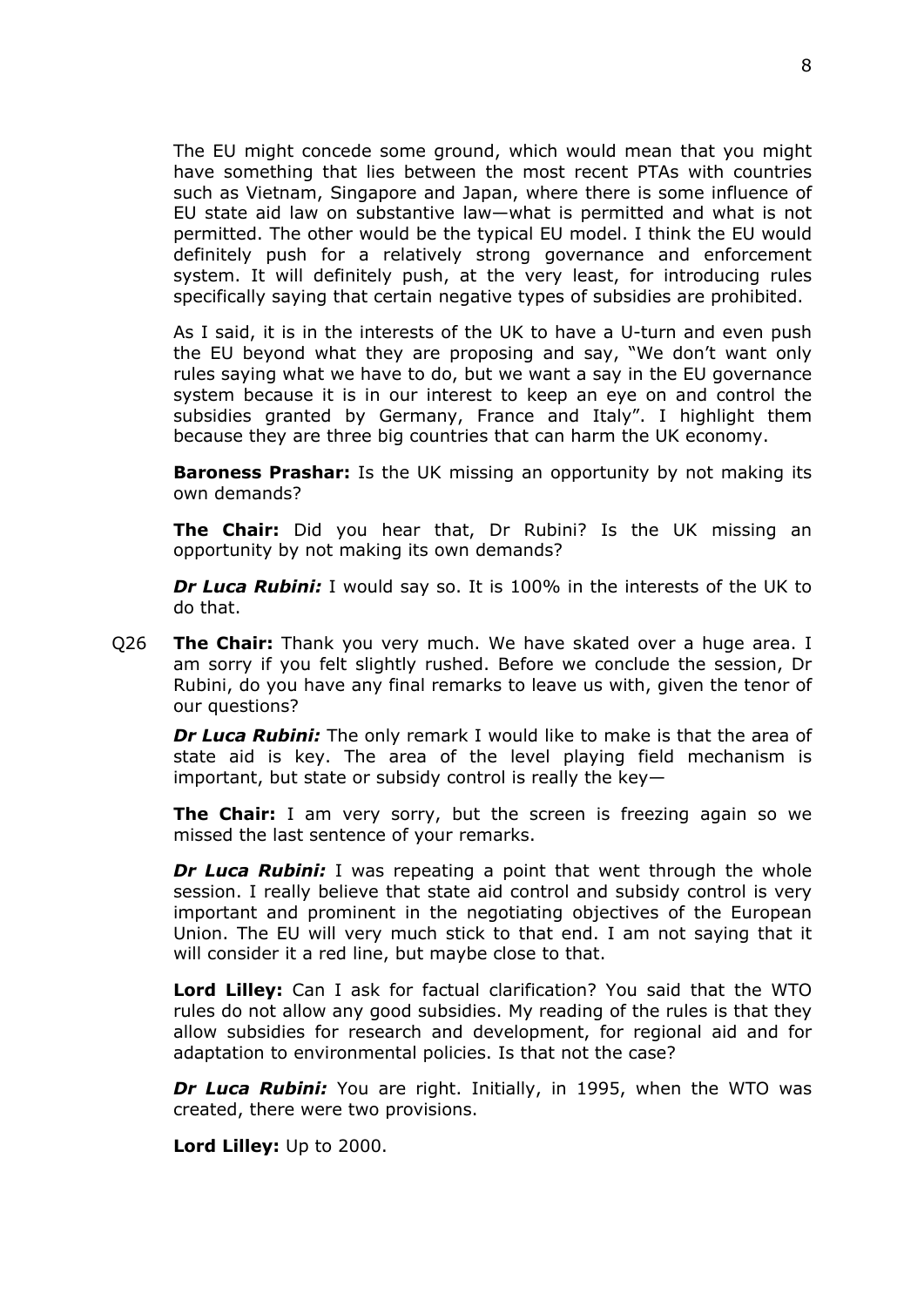The EU might concede some ground, which would mean that you might have something that lies between the most recent PTAs with countries such as Vietnam, Singapore and Japan, where there is some influence of EU state aid law on substantive law—what is permitted and what is not permitted. The other would be the typical EU model. I think the EU would definitely push for a relatively strong governance and enforcement system. It will definitely push, at the very least, for introducing rules specifically saying that certain negative types of subsidies are prohibited.

As I said, it is in the interests of the UK to have a U-turn and even push the EU beyond what they are proposing and say, "We don't want only rules saying what we have to do, but we want a say in the EU governance system because it is in our interest to keep an eye on and control the subsidies granted by Germany, France and Italy". I highlight them because they are three big countries that can harm the UK economy.

**Baroness Prashar:** Is the UK missing an opportunity by not making its own demands?

**The Chair:** Did you hear that, Dr Rubini? Is the UK missing an opportunity by not making its own demands?

***Dr Luca Rubini:*** I would say so. It is 100% in the interests of the UK to do that.

Q26 **The Chair:** Thank you very much. We have skated over a huge area. I am sorry if you felt slightly rushed. Before we conclude the session, Dr Rubini, do you have any final remarks to leave us with, given the tenor of our questions?

***Dr Luca Rubini:*** The only remark I would like to make is that the area of state aid is key. The area of the level playing field mechanism is important, but state or subsidy control is really the key—

**The Chair:** I am very sorry, but the screen is freezing again so we missed the last sentence of your remarks.

***Dr Luca Rubini:*** I was repeating a point that went through the whole session. I really believe that state aid control and subsidy control is very important and prominent in the negotiating objectives of the European Union. The EU will very much stick to that end. I am not saying that it will consider it a red line, but maybe close to that.

**Lord Lilley:** Can I ask for factual clarification? You said that the WTO rules do not allow any good subsidies. My reading of the rules is that they allow subsidies for research and development, for regional aid and for adaptation to environmental policies. Is that not the case?

***Dr Luca Rubini:*** You are right. Initially, in 1995, when the WTO was created, there were two provisions.

**Lord Lilley:** Up to 2000.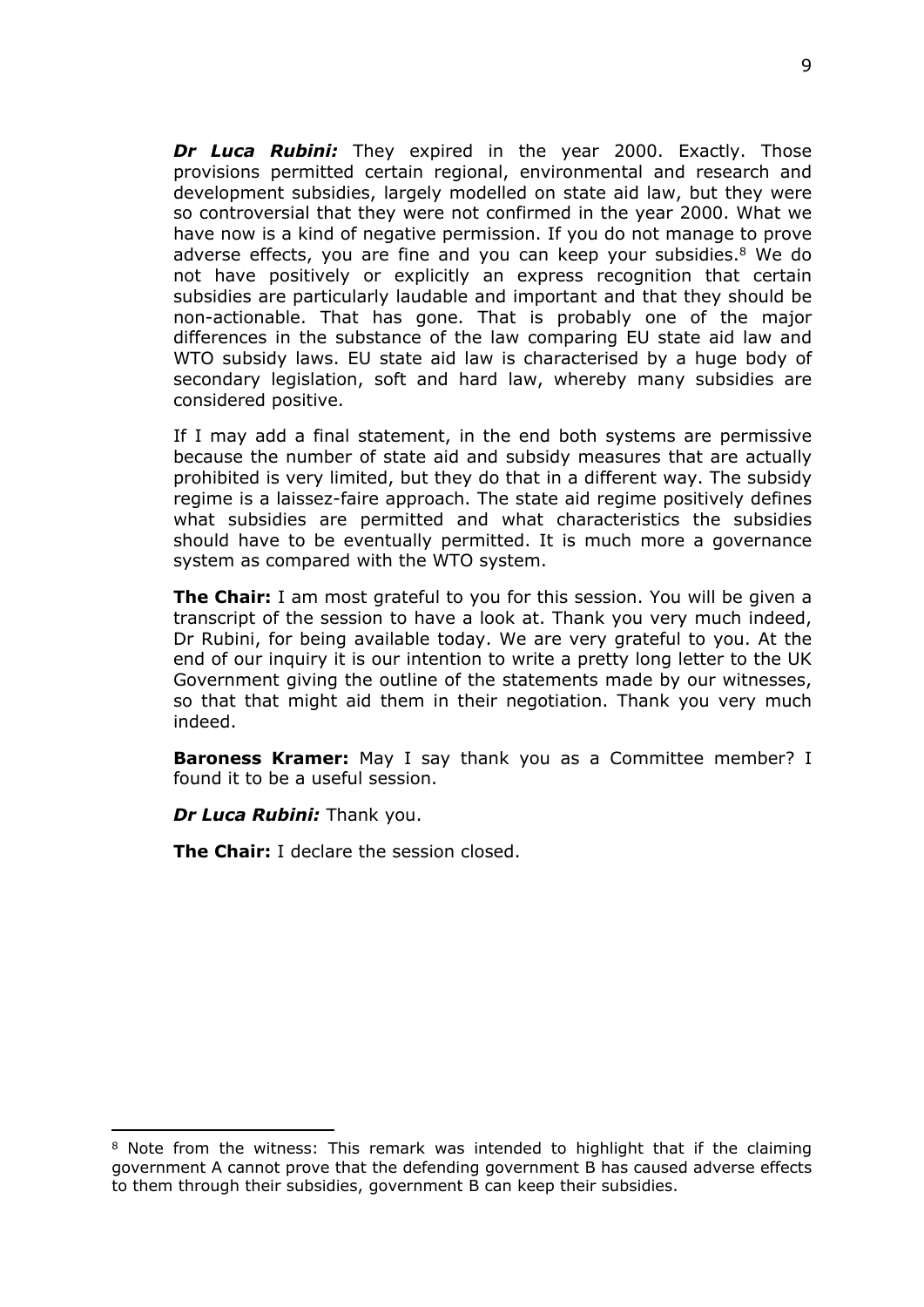***Dr Luca Rubini:*** They expired in the year 2000. Exactly. Those provisions permitted certain regional, environmental and research and development subsidies, largely modelled on state aid law, but they were so controversial that they were not confirmed in the year 2000. What we have now is a kind of negative permission. If you do not manage to prove adverse effects, you are fine and you can keep your subsidies.[8] We do not have positively or explicitly an express recognition that certain subsidies are particularly laudable and important and that they should be non-actionable. That has gone. That is probably one of the major differences in the substance of the law comparing EU state aid law and WTO subsidy laws. EU state aid law is characterised by a huge body of secondary legislation, soft and hard law, whereby many subsidies are considered positive.

If I may add a final statement, in the end both systems are permissive because the number of state aid and subsidy measures that are actually prohibited is very limited, but they do that in a different way. The subsidy regime is a laissez-faire approach. The state aid regime positively defines what subsidies are permitted and what characteristics the subsidies should have to be eventually permitted. It is much more a governance system as compared with the WTO system.

**The Chair:** I am most grateful to you for this session. You will be given a transcript of the session to have a look at. Thank you very much indeed, Dr Rubini, for being available today. We are very grateful to you. At the end of our inquiry it is our intention to write a pretty long letter to the UK Government giving the outline of the statements made by our witnesses, so that that might aid them in their negotiation. Thank you very much indeed.

**Baroness Kramer:** May I say thank you as a Committee member? I found it to be a useful session.

***Dr Luca Rubini:*** Thank you.

**The Chair:** I declare the session closed.

---

[8] Note from the witness: This remark was intended to highlight that if the claiming government A cannot prove that the defending government B has caused adverse effects to them through their subsidies, government B can keep their subsidies.